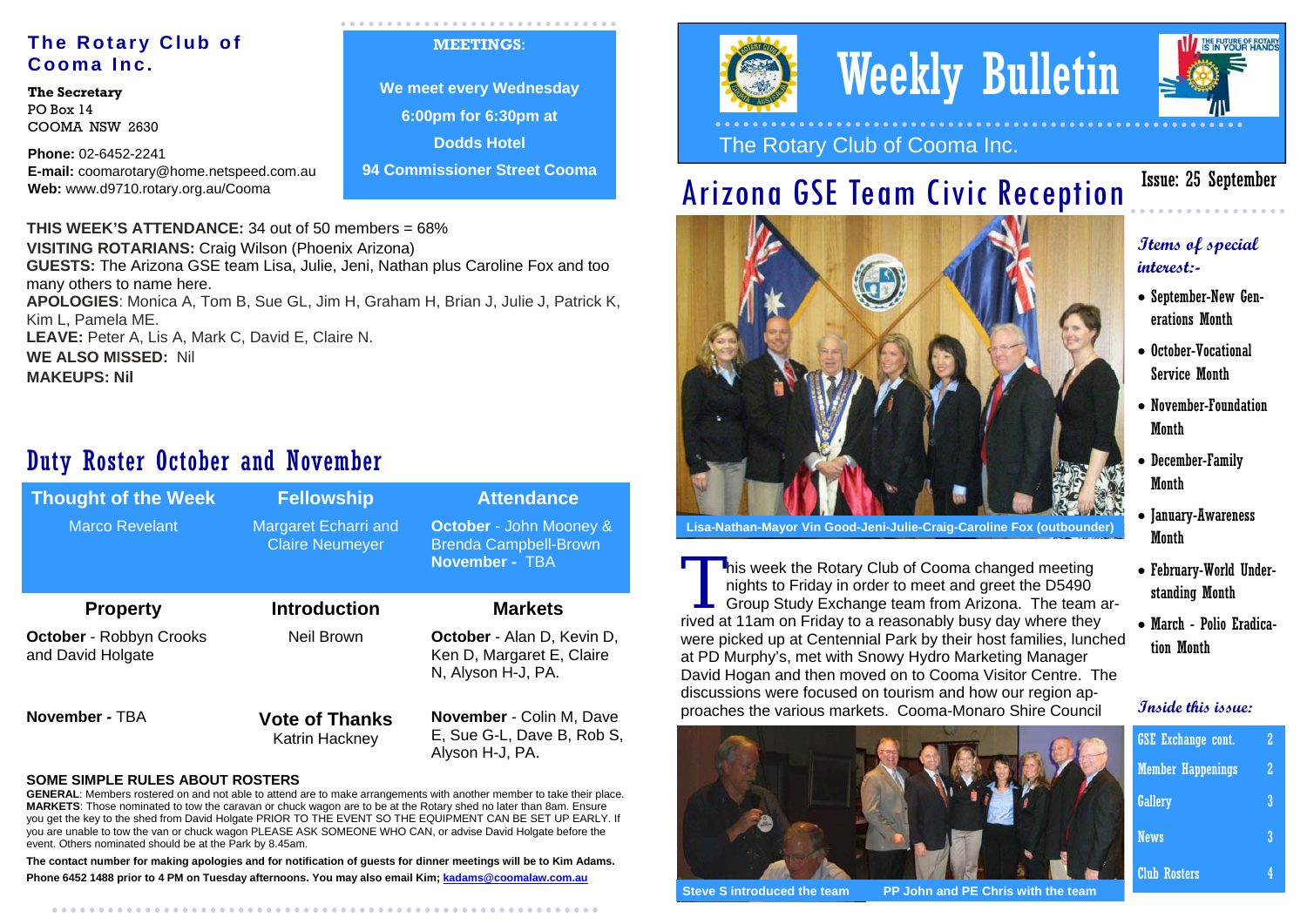**The Rotary Club of Cooma Inc.**

**The Secretary**
PO Box 14
COOMA NSW 2630

**Phone:** 02-6452-2241
**E-mail:** coomarotary@home.netspeed.com.au
**Web:** www.d9710.rotary.org.au/Cooma

**MEETINGS:**

We meet every Wednesday
6:00pm for 6:30pm at
Dodds Hotel
94 Commissioner Street Cooma

# Weekly Bulletin

The Rotary Club of Cooma Inc.

Issue: 25 September

**THIS WEEK'S ATTENDANCE:** 34 out of 50 members = 68%
**VISITING ROTARIANS:** Craig Wilson (Phoenix Arizona)
**GUESTS:** The Arizona GSE team Lisa, Julie, Jeni, Nathan plus Caroline Fox and too many others to name here.
**APOLOGIES**: Monica A, Tom B, Sue GL, Jim H, Graham H, Brian J, Julie J, Patrick K, Kim L, Pamela ME.
**LEAVE:** Peter A, Lis A, Mark C, David E, Claire N.
**WE ALSO MISSED:** Nil
**MAKEUPS: Nil**

## Duty Roster October and November

| Thought of the Week | Fellowship | Attendance |
|---|---|---|
| Marco Revelant | Margaret Echarri and Claire Neumeyer | **October** - John Mooney & Brenda Campbell-Brown **November** - TBA |
| **Property** | **Introduction** | **Markets** |
| **October** - Robbyn Crooks and David Holgate | Neil Brown | **October** - Alan D, Kevin D, Ken D, Margaret E, Claire N, Alyson H-J, PA. |
| **November** - TBA | **Vote of Thanks** Katrin Hackney | **November** - Colin M, Dave E, Sue G-L, Dave B, Rob S, Alyson H-J, PA. |

**SOME SIMPLE RULES ABOUT ROSTERS**

**GENERAL**: Members rostered on and not able to attend are to make arrangements with another member to take their place. **MARKETS**: Those nominated to tow the caravan or chuck wagon are to be at the Rotary shed no later than 8am. Ensure you get the key to the shed from David Holgate PRIOR TO THE EVENT SO THE EQUIPMENT CAN BE SET UP EARLY. If you are unable to tow the van or chuck wagon PLEASE ASK SOMEONE WHO CAN, or advise David Holgate before the event. Others nominated should be at the Park by 8.45am.

**The contact number for making apologies and for notification of guests for dinner meetings will be to Kim Adams. Phone 6452 1488 prior to 4 PM on Tuesday afternoons. You may also email Kim; kadams@coomalaw.com.au**

## Arizona GSE Team Civic Reception

Lisa-Nathan-Mayor Vin Good-Jeni-Julie-Craig-Caroline Fox (outbounder)

This week the Rotary Club of Cooma changed meeting nights to Friday in order to meet and greet the D5490 Group Study Exchange team from Arizona. The team arrived at 11am on Friday to a reasonably busy day where they were picked up at Centennial Park by their host families, lunched at PD Murphy's, met with Snowy Hydro Marketing Manager David Hogan and then moved on to Cooma Visitor Centre. The discussions were focused on tourism and how our region approaches the various markets. Cooma-Monaro Shire Council

Steve S introduced the team    PP John and PE Chris with the team

### *Items of special interest:-*

- September-New Generations Month
- October-Vocational Service Month
- November-Foundation Month
- December-Family Month
- January-Awareness Month
- February-World Understanding Month
- March - Polio Eradication Month

### *Inside this issue:*

| | |
|---|---|
| GSE Exchange cont. | 2 |
| Member Happenings | 2 |
| Gallery | 3 |
| News | 3 |
| Club Rosters | 4 |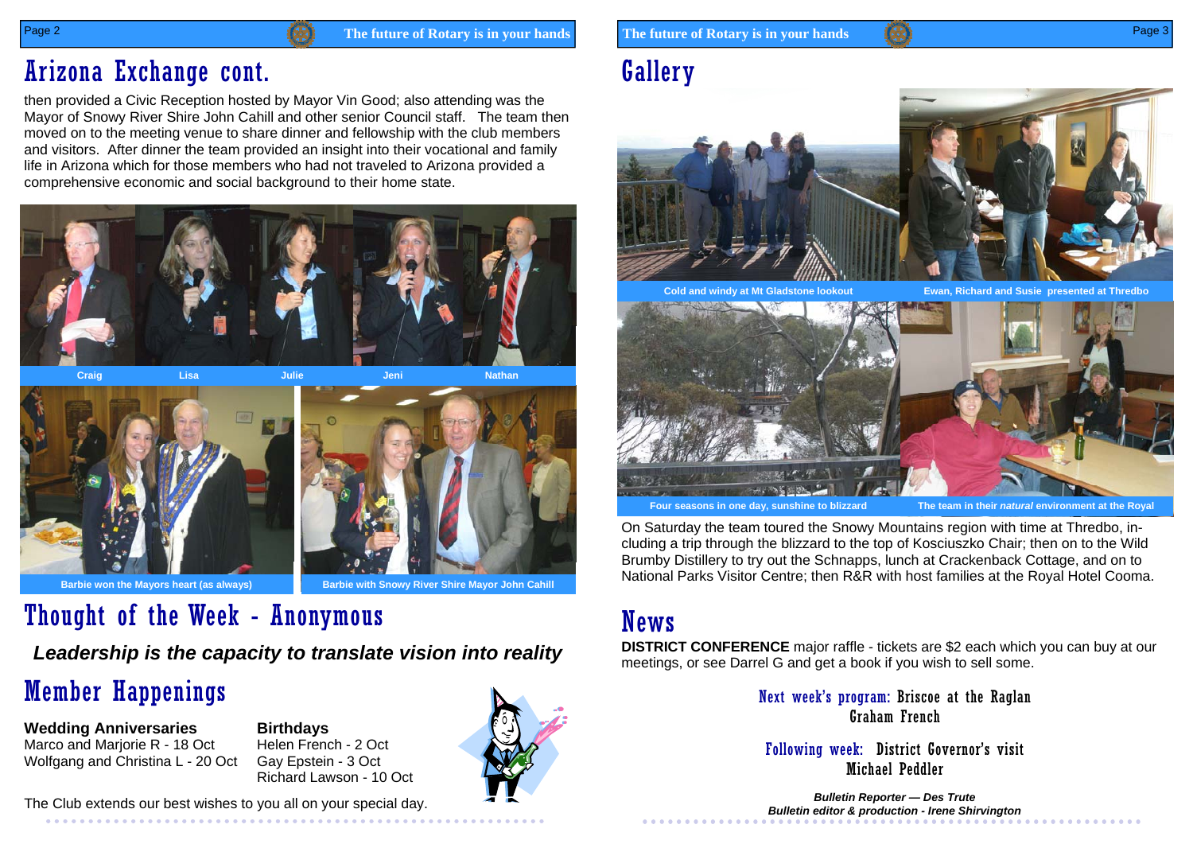# Arizona Exchange cont.

then provided a Civic Reception hosted by Mayor Vin Good; also attending was the Mayor of Snowy River Shire John Cahill and other senior Council staff. The team then moved on to the meeting venue to share dinner and fellowship with the club members and visitors. After dinner the team provided an insight into their vocational and family life in Arizona which for those members who had not traveled to Arizona provided a comprehensive economic and social background to their home state.

Craig

Lisa

Julie

Jeni

Nathan

Barbie won the Mayors heart (as always)

Barbie with Snowy River Shire Mayor John Cahill

# Thought of the Week - Anonymous

***Leadership is the capacity to translate vision into reality***

# Member Happenings

**Wedding Anniversaries**
Marco and Marjorie R - 18 Oct
Wolfgang and Christina L - 20 Oct

**Birthdays**
Helen French - 2 Oct
Gay Epstein - 3 Oct
Richard Lawson - 10 Oct

The Club extends our best wishes to you all on your special day.

# Gallery

Cold and windy at Mt Gladstone lookout

Ewan, Richard and Susie presented at Thredbo

Four seasons in one day, sunshine to blizzard

The team in their *natural* environment at the Royal

On Saturday the team toured the Snowy Mountains region with time at Thredbo, including a trip through the blizzard to the top of Kosciuszko Chair; then on to the Wild Brumby Distillery to try out the Schnapps, lunch at Crackenback Cottage, and on to National Parks Visitor Centre; then R&R with host families at the Royal Hotel Cooma.

# News

**DISTRICT CONFERENCE** major raffle - tickets are $2 each which you can buy at our meetings, or see Darrel G and get a book if you wish to sell some.

Next week's program: Briscoe at the Raglan
Graham French

Following week: District Governor's visit
Michael Peddler

***Bulletin Reporter — Des Trute***
***Bulletin editor & production - Irene Shirvington***